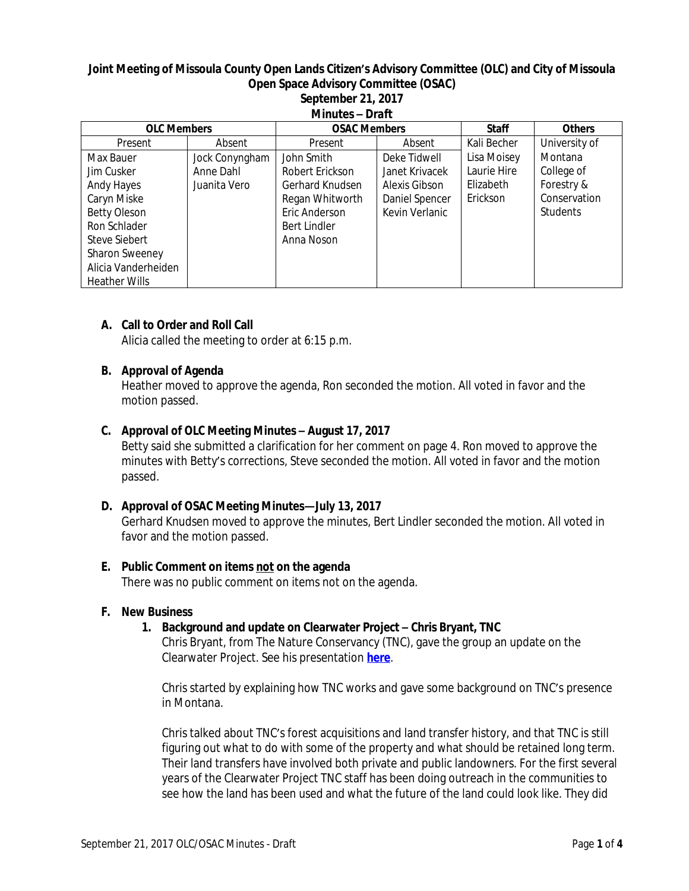**Joint Meeting of Missoula County Open Lands Citizen's Advisory Committee (OLC) and City of Missoula Open Space Advisory Committee (OSAC)**
**September 21, 2017**
**Minutes – Draft**

| OLC Members | | OSAC Members | | Staff | Others |
|---|---|---|---|---|---|
| Present | Absent | Present | Absent | Kali Becher | University of |
| Max Bauer<br>Jim Cusker<br>Andy Hayes<br>Caryn Miske<br>Betty Oleson<br>Ron Schlader<br>Steve Siebert<br>Sharon Sweeney<br>Alicia Vanderheiden<br>Heather Wills | Jock Conyngham<br>Anne Dahl<br>Juanita Vero | John Smith<br>Robert Erickson<br>Gerhard Knudsen<br>Regan Whitworth<br>Eric Anderson<br>Bert Lindler<br>Anna Noson | Deke Tidwell<br>Janet Krivacek<br>Alexis Gibson<br>Daniel Spencer<br>Kevin Verlanic | Lisa Moisey<br>Laurie Hire<br>Elizabeth Erickson | Montana College of Forestry & Conservation Students |

**A. Call to Order and Roll Call**

Alicia called the meeting to order at 6:15 p.m.

**B. Approval of Agenda**

Heather moved to approve the agenda, Ron seconded the motion. All voted in favor and the motion passed.

**C. Approval of OLC Meeting Minutes – August 17, 2017**

Betty said she submitted a clarification for her comment on page 4. Ron moved to approve the minutes with Betty's corrections, Steve seconded the motion. All voted in favor and the motion passed.

**D. Approval of OSAC Meeting Minutes—July 13, 2017**

Gerhard Knudsen moved to approve the minutes, Bert Lindler seconded the motion. All voted in favor and the motion passed.

**E. Public Comment on items not on the agenda**

There was no public comment on items not on the agenda.

**F. New Business**

1. **Background and update on Clearwater Project – Chris Bryant, TNC**

   Chris Bryant, from The Nature Conservancy (TNC), gave the group an update on the Clearwater Project. See his presentation **here**.

   Chris started by explaining how TNC works and gave some background on TNC's presence in Montana.

   Chris talked about TNC's forest acquisitions and land transfer history, and that TNC is still figuring out what to do with some of the property and what should be retained long term. Their land transfers have involved both private and public landowners. For the first several years of the Clearwater Project TNC staff has been doing outreach in the communities to see how the land has been used and what the future of the land could look like. They did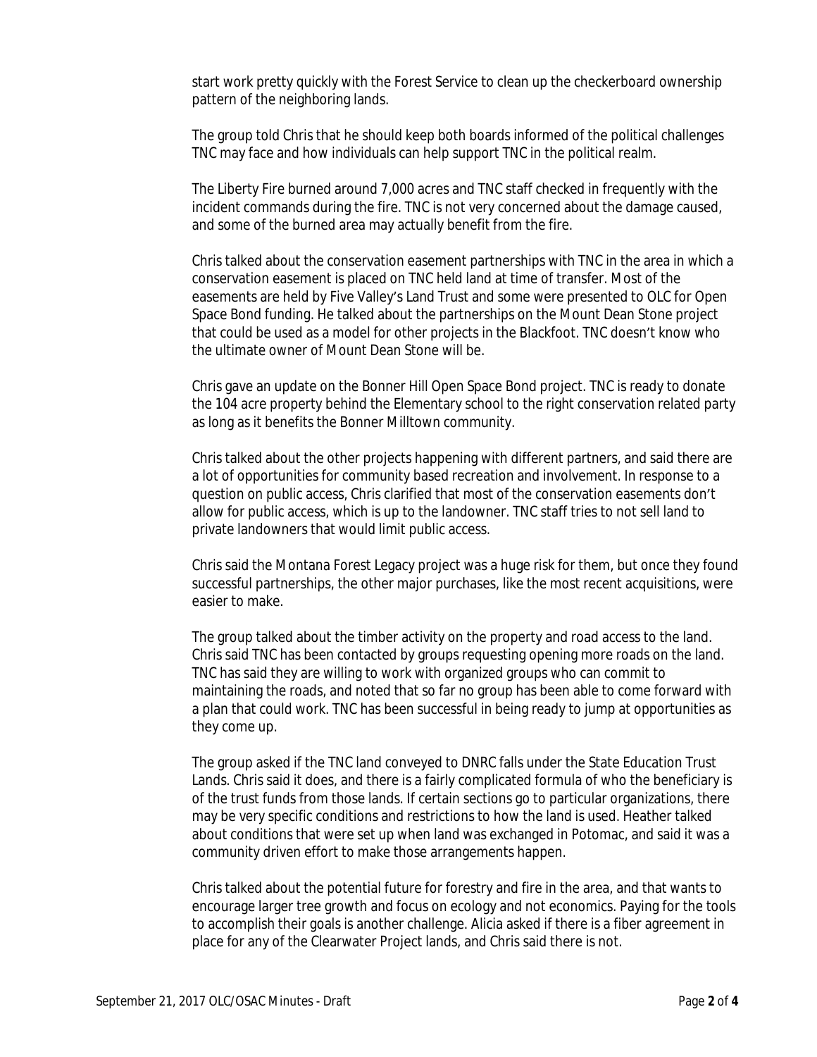start work pretty quickly with the Forest Service to clean up the checkerboard ownership pattern of the neighboring lands.

The group told Chris that he should keep both boards informed of the political challenges TNC may face and how individuals can help support TNC in the political realm.

The Liberty Fire burned around 7,000 acres and TNC staff checked in frequently with the incident commands during the fire. TNC is not very concerned about the damage caused, and some of the burned area may actually benefit from the fire.

Chris talked about the conservation easement partnerships with TNC in the area in which a conservation easement is placed on TNC held land at time of transfer. Most of the easements are held by Five Valley's Land Trust and some were presented to OLC for Open Space Bond funding. He talked about the partnerships on the Mount Dean Stone project that could be used as a model for other projects in the Blackfoot. TNC doesn't know who the ultimate owner of Mount Dean Stone will be.

Chris gave an update on the Bonner Hill Open Space Bond project. TNC is ready to donate the 104 acre property behind the Elementary school to the right conservation related party as long as it benefits the Bonner Milltown community.

Chris talked about the other projects happening with different partners, and said there are a lot of opportunities for community based recreation and involvement. In response to a question on public access, Chris clarified that most of the conservation easements don't allow for public access, which is up to the landowner. TNC staff tries to not sell land to private landowners that would limit public access.

Chris said the Montana Forest Legacy project was a huge risk for them, but once they found successful partnerships, the other major purchases, like the most recent acquisitions, were easier to make.

The group talked about the timber activity on the property and road access to the land. Chris said TNC has been contacted by groups requesting opening more roads on the land. TNC has said they are willing to work with organized groups who can commit to maintaining the roads, and noted that so far no group has been able to come forward with a plan that could work. TNC has been successful in being ready to jump at opportunities as they come up.

The group asked if the TNC land conveyed to DNRC falls under the State Education Trust Lands. Chris said it does, and there is a fairly complicated formula of who the beneficiary is of the trust funds from those lands. If certain sections go to particular organizations, there may be very specific conditions and restrictions to how the land is used. Heather talked about conditions that were set up when land was exchanged in Potomac, and said it was a community driven effort to make those arrangements happen.

Chris talked about the potential future for forestry and fire in the area, and that wants to encourage larger tree growth and focus on ecology and not economics. Paying for the tools to accomplish their goals is another challenge. Alicia asked if there is a fiber agreement in place for any of the Clearwater Project lands, and Chris said there is not.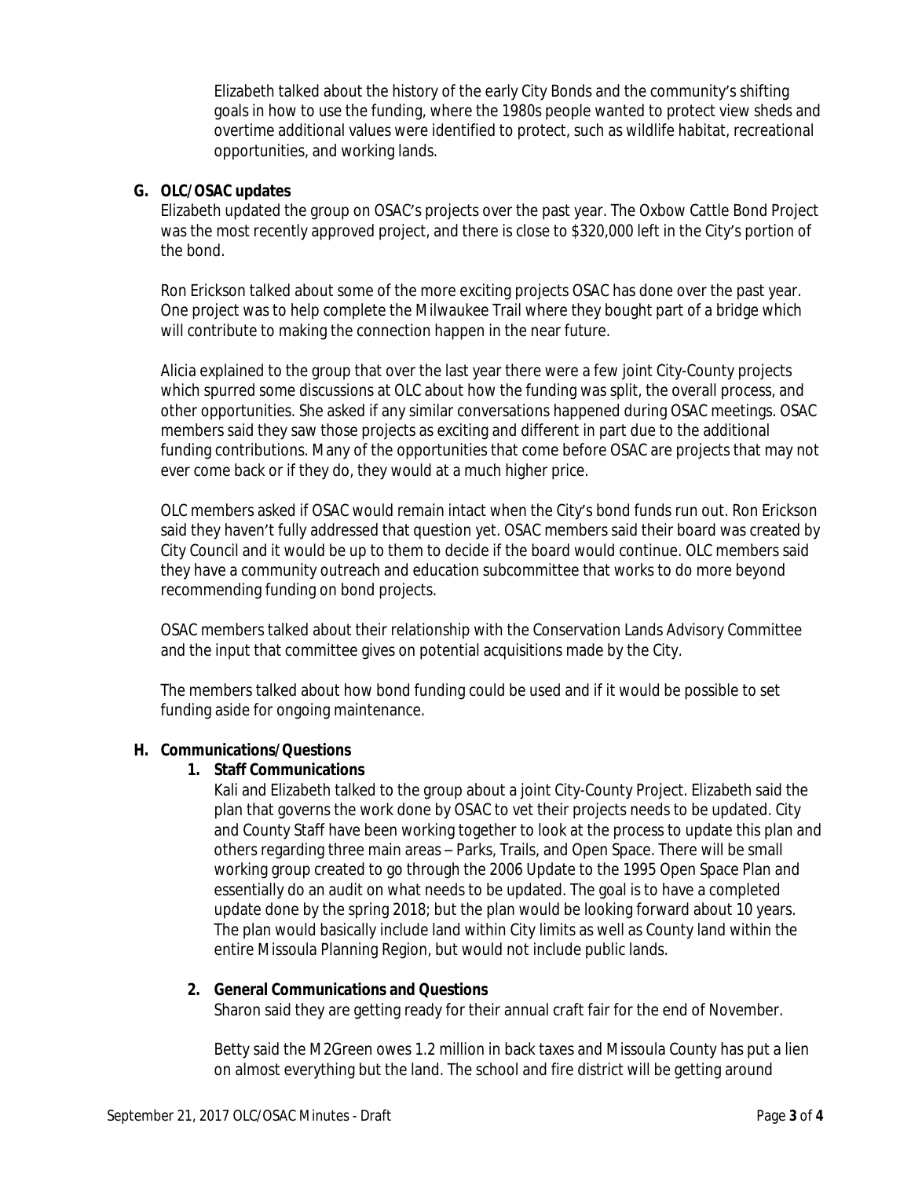Elizabeth talked about the history of the early City Bonds and the community's shifting goals in how to use the funding, where the 1980s people wanted to protect view sheds and overtime additional values were identified to protect, such as wildlife habitat, recreational opportunities, and working lands.

**G. OLC/OSAC updates**

Elizabeth updated the group on OSAC's projects over the past year. The Oxbow Cattle Bond Project was the most recently approved project, and there is close to $320,000 left in the City's portion of the bond.

Ron Erickson talked about some of the more exciting projects OSAC has done over the past year. One project was to help complete the Milwaukee Trail where they bought part of a bridge which will contribute to making the connection happen in the near future.

Alicia explained to the group that over the last year there were a few joint City-County projects which spurred some discussions at OLC about how the funding was split, the overall process, and other opportunities. She asked if any similar conversations happened during OSAC meetings. OSAC members said they saw those projects as exciting and different in part due to the additional funding contributions. Many of the opportunities that come before OSAC are projects that may not ever come back or if they do, they would at a much higher price.

OLC members asked if OSAC would remain intact when the City's bond funds run out. Ron Erickson said they haven't fully addressed that question yet. OSAC members said their board was created by City Council and it would be up to them to decide if the board would continue. OLC members said they have a community outreach and education subcommittee that works to do more beyond recommending funding on bond projects.

OSAC members talked about their relationship with the Conservation Lands Advisory Committee and the input that committee gives on potential acquisitions made by the City.

The members talked about how bond funding could be used and if it would be possible to set funding aside for ongoing maintenance.

**H. Communications/Questions**

**1. Staff Communications**

Kali and Elizabeth talked to the group about a joint City-County Project. Elizabeth said the plan that governs the work done by OSAC to vet their projects needs to be updated. City and County Staff have been working together to look at the process to update this plan and others regarding three main areas – Parks, Trails, and Open Space. There will be small working group created to go through the 2006 Update to the 1995 Open Space Plan and essentially do an audit on what needs to be updated. The goal is to have a completed update done by the spring 2018; but the plan would be looking forward about 10 years. The plan would basically include land within City limits as well as County land within the entire Missoula Planning Region, but would not include public lands.

**2. General Communications and Questions**

Sharon said they are getting ready for their annual craft fair for the end of November.

Betty said the M2Green owes 1.2 million in back taxes and Missoula County has put a lien on almost everything but the land. The school and fire district will be getting around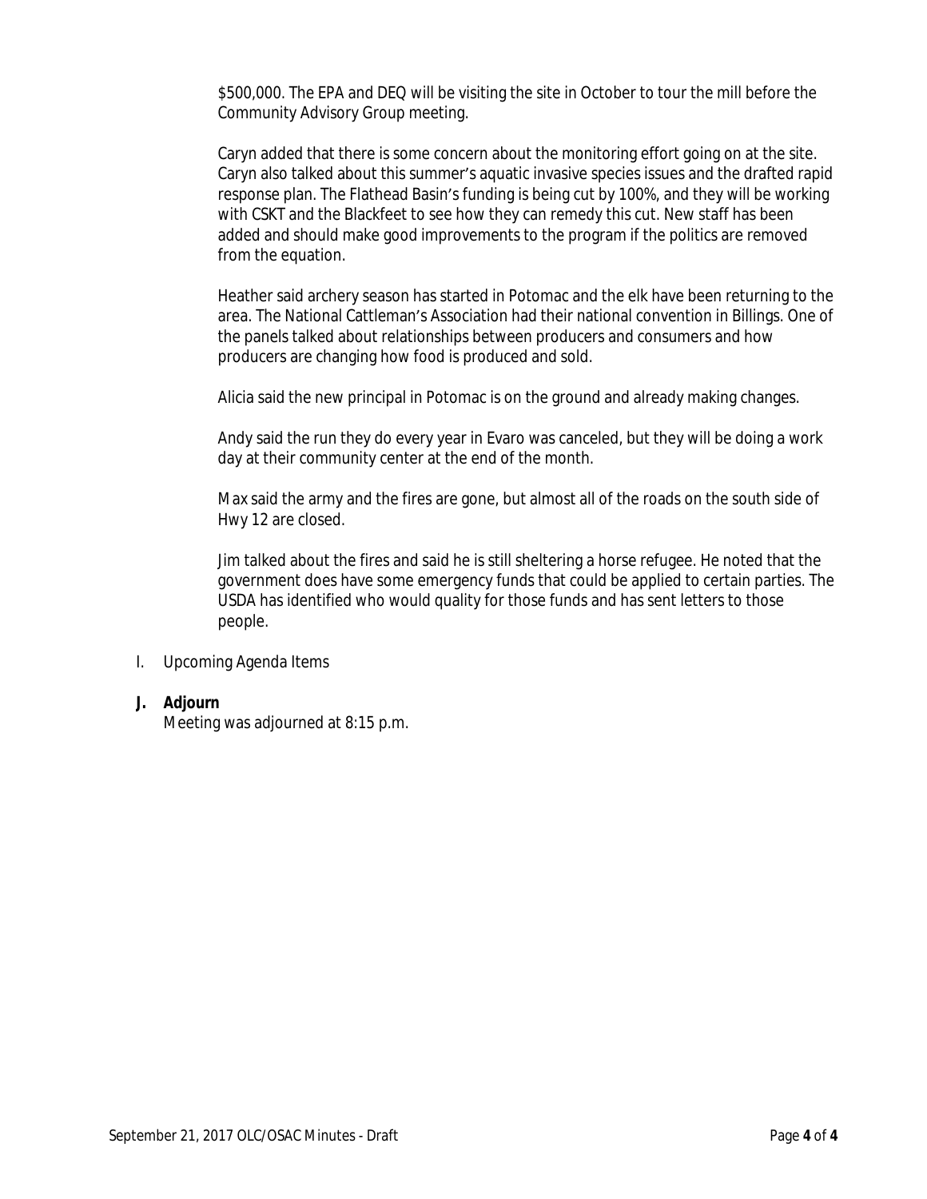$500,000. The EPA and DEQ will be visiting the site in October to tour the mill before the Community Advisory Group meeting.

Caryn added that there is some concern about the monitoring effort going on at the site. Caryn also talked about this summer's aquatic invasive species issues and the drafted rapid response plan. The Flathead Basin's funding is being cut by 100%, and they will be working with CSKT and the Blackfeet to see how they can remedy this cut. New staff has been added and should make good improvements to the program if the politics are removed from the equation.

Heather said archery season has started in Potomac and the elk have been returning to the area. The National Cattleman's Association had their national convention in Billings. One of the panels talked about relationships between producers and consumers and how producers are changing how food is produced and sold.

Alicia said the new principal in Potomac is on the ground and already making changes.

Andy said the run they do every year in Evaro was canceled, but they will be doing a work day at their community center at the end of the month.

Max said the army and the fires are gone, but almost all of the roads on the south side of Hwy 12 are closed.

Jim talked about the fires and said he is still sheltering a horse refugee. He noted that the government does have some emergency funds that could be applied to certain parties. The USDA has identified who would quality for those funds and has sent letters to those people.

I. Upcoming Agenda Items

**J. Adjourn**

Meeting was adjourned at 8:15 p.m.